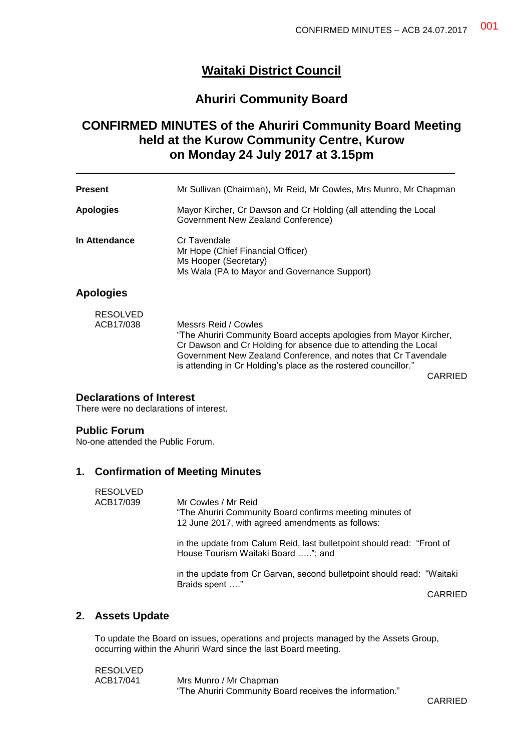# Waitaki District Council

## Ahuriri Community Board

## CONFIRMED MINUTES of the Ahuriri Community Board Meeting held at the Kurow Community Centre, Kurow on Monday 24 July 2017 at 3.15pm

| | |
|---|---|
| **Present** | Mr Sullivan (Chairman), Mr Reid, Mr Cowles, Mrs Munro, Mr Chapman |
| **Apologies** | Mayor Kircher, Cr Dawson and Cr Holding (all attending the Local Government New Zealand Conference) |
| **In Attendance** | Cr Tavendale<br>Mr Hope (Chief Financial Officer)<br>Ms Hooper (Secretary)<br>Ms Wala (PA to Mayor and Governance Support) |

### Apologies

RESOLVED
ACB17/038

Messrs Reid / Cowles
"The Ahuriri Community Board accepts apologies from Mayor Kircher, Cr Dawson and Cr Holding for absence due to attending the Local Government New Zealand Conference, and notes that Cr Tavendale is attending in Cr Holding's place as the rostered councillor."

CARRIED

### Declarations of Interest

There were no declarations of interest.

### Public Forum

No-one attended the Public Forum.

### 1. Confirmation of Meeting Minutes

RESOLVED
ACB17/039

Mr Cowles / Mr Reid
"The Ahuriri Community Board confirms meeting minutes of 12 June 2017, with agreed amendments as follows:

in the update from Calum Reid, last bulletpoint should read: "Front of House Tourism Waitaki Board ….."; and

in the update from Cr Garvan, second bulletpoint should read: "Waitaki Braids spent …."

CARRIED

### 2. Assets Update

To update the Board on issues, operations and projects managed by the Assets Group, occurring within the Ahuriri Ward since the last Board meeting.

RESOLVED
ACB17/041

Mrs Munro / Mr Chapman
"The Ahuriri Community Board receives the information."

CARRIED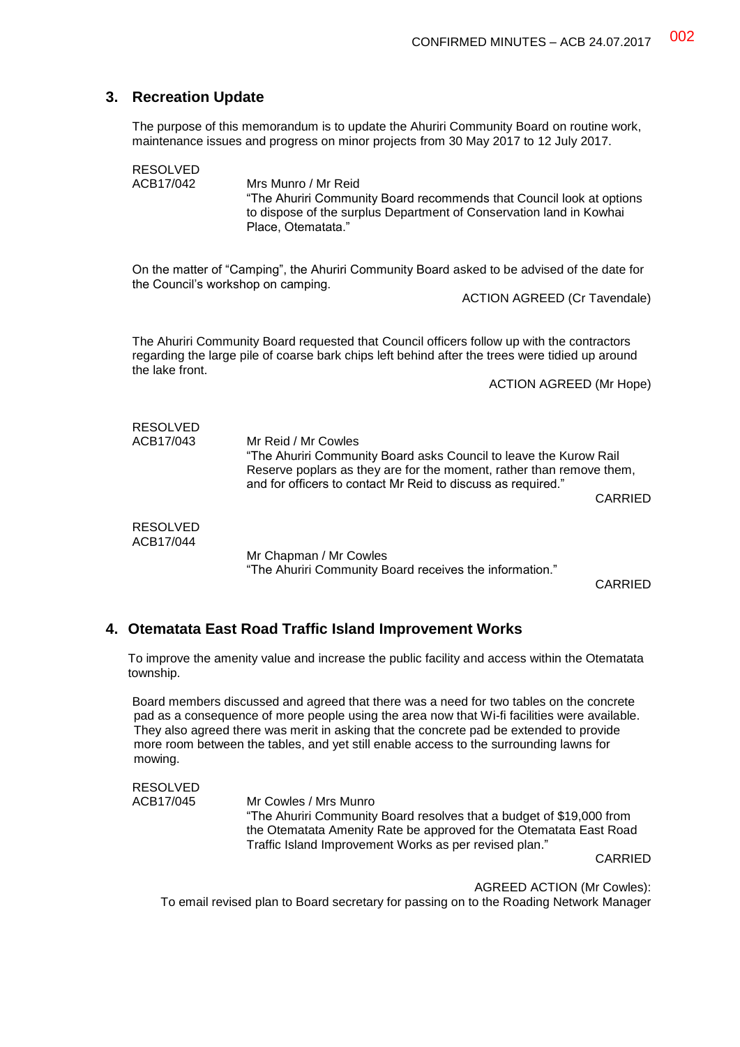## 3. Recreation Update

The purpose of this memorandum is to update the Ahuriri Community Board on routine work, maintenance issues and progress on minor projects from 30 May 2017 to 12 July 2017.

RESOLVED
ACB17/042

Mrs Munro / Mr Reid
"The Ahuriri Community Board recommends that Council look at options to dispose of the surplus Department of Conservation land in Kowhai Place, Otematata."

On the matter of "Camping", the Ahuriri Community Board asked to be advised of the date for the Council's workshop on camping.

ACTION AGREED (Cr Tavendale)

The Ahuriri Community Board requested that Council officers follow up with the contractors regarding the large pile of coarse bark chips left behind after the trees were tidied up around the lake front.

ACTION AGREED (Mr Hope)

RESOLVED
ACB17/043

Mr Reid / Mr Cowles
"The Ahuriri Community Board asks Council to leave the Kurow Rail Reserve poplars as they are for the moment, rather than remove them, and for officers to contact Mr Reid to discuss as required."

CARRIED

RESOLVED
ACB17/044

Mr Chapman / Mr Cowles
"The Ahuriri Community Board receives the information."

CARRIED

## 4. Otematata East Road Traffic Island Improvement Works

To improve the amenity value and increase the public facility and access within the Otematata township.

Board members discussed and agreed that there was a need for two tables on the concrete pad as a consequence of more people using the area now that Wi-fi facilities were available. They also agreed there was merit in asking that the concrete pad be extended to provide more room between the tables, and yet still enable access to the surrounding lawns for mowing.

RESOLVED
ACB17/045

Mr Cowles / Mrs Munro
"The Ahuriri Community Board resolves that a budget of $19,000 from the Otematata Amenity Rate be approved for the Otematata East Road Traffic Island Improvement Works as per revised plan."

CARRIED

AGREED ACTION (Mr Cowles):
To email revised plan to Board secretary for passing on to the Roading Network Manager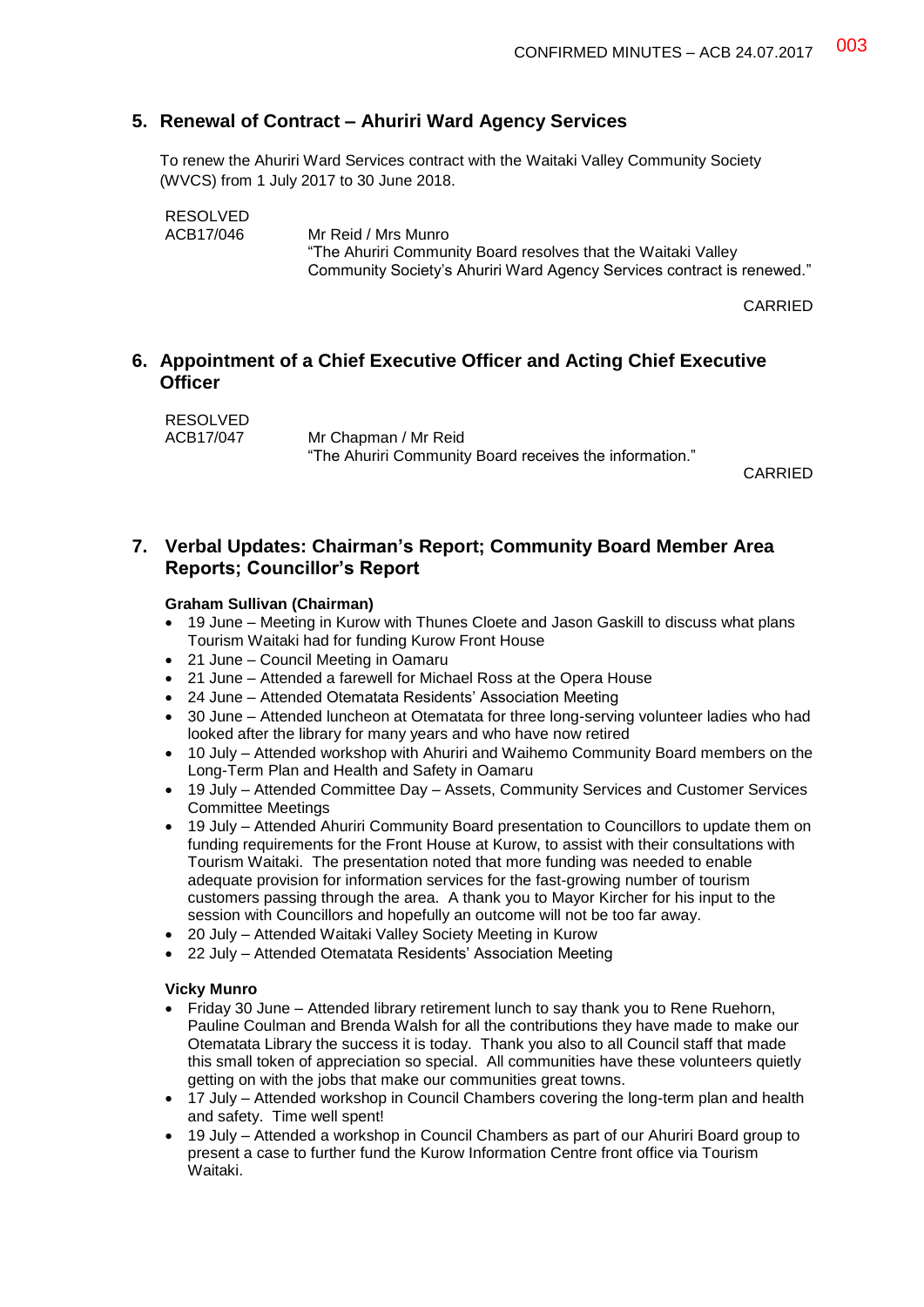## 5. Renewal of Contract – Ahuriri Ward Agency Services

To renew the Ahuriri Ward Services contract with the Waitaki Valley Community Society (WVCS) from 1 July 2017 to 30 June 2018.

RESOLVED
ACB17/046 Mr Reid / Mrs Munro
"The Ahuriri Community Board resolves that the Waitaki Valley Community Society's Ahuriri Ward Agency Services contract is renewed."

CARRIED

## 6. Appointment of a Chief Executive Officer and Acting Chief Executive Officer

RESOLVED
ACB17/047 Mr Chapman / Mr Reid
"The Ahuriri Community Board receives the information."

CARRIED

## 7. Verbal Updates: Chairman's Report; Community Board Member Area Reports; Councillor's Report

**Graham Sullivan (Chairman)**

- 19 June – Meeting in Kurow with Thunes Cloete and Jason Gaskill to discuss what plans Tourism Waitaki had for funding Kurow Front House
- 21 June – Council Meeting in Oamaru
- 21 June – Attended a farewell for Michael Ross at the Opera House
- 24 June – Attended Otematata Residents' Association Meeting
- 30 June – Attended luncheon at Otematata for three long-serving volunteer ladies who had looked after the library for many years and who have now retired
- 10 July – Attended workshop with Ahuriri and Waihemo Community Board members on the Long-Term Plan and Health and Safety in Oamaru
- 19 July – Attended Committee Day – Assets, Community Services and Customer Services Committee Meetings
- 19 July – Attended Ahuriri Community Board presentation to Councillors to update them on funding requirements for the Front House at Kurow, to assist with their consultations with Tourism Waitaki. The presentation noted that more funding was needed to enable adequate provision for information services for the fast-growing number of tourism customers passing through the area. A thank you to Mayor Kircher for his input to the session with Councillors and hopefully an outcome will not be too far away.
- 20 July – Attended Waitaki Valley Society Meeting in Kurow
- 22 July – Attended Otematata Residents' Association Meeting

**Vicky Munro**

- Friday 30 June – Attended library retirement lunch to say thank you to Rene Ruehorn, Pauline Coulman and Brenda Walsh for all the contributions they have made to make our Otematata Library the success it is today. Thank you also to all Council staff that made this small token of appreciation so special. All communities have these volunteers quietly getting on with the jobs that make our communities great towns.
- 17 July – Attended workshop in Council Chambers covering the long-term plan and health and safety. Time well spent!
- 19 July – Attended a workshop in Council Chambers as part of our Ahuriri Board group to present a case to further fund the Kurow Information Centre front office via Tourism Waitaki.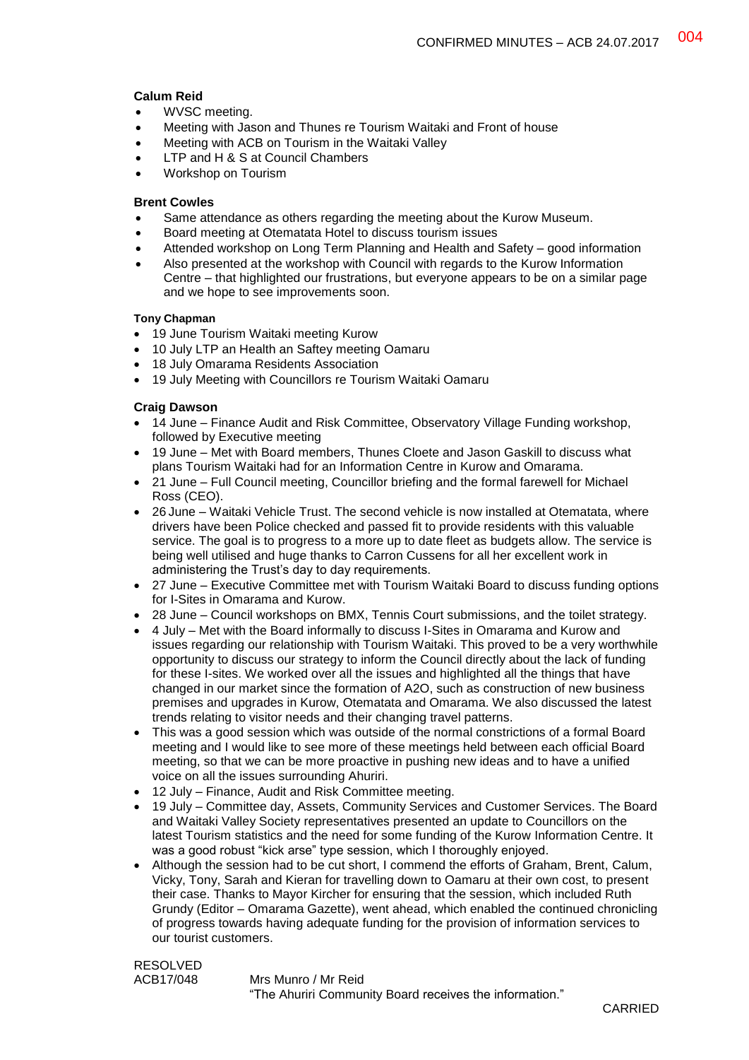**Calum Reid**

- WVSC meeting.
- Meeting with Jason and Thunes re Tourism Waitaki and Front of house
- Meeting with ACB on Tourism in the Waitaki Valley
- LTP and H & S at Council Chambers
- Workshop on Tourism

**Brent Cowles**

- Same attendance as others regarding the meeting about the Kurow Museum.
- Board meeting at Otematata Hotel to discuss tourism issues
- Attended workshop on Long Term Planning and Health and Safety – good information
- Also presented at the workshop with Council with regards to the Kurow Information Centre – that highlighted our frustrations, but everyone appears to be on a similar page and we hope to see improvements soon.

**Tony Chapman**

- 19 June Tourism Waitaki meeting Kurow
- 10 July LTP an Health an Saftey meeting Oamaru
- 18 July Omarama Residents Association
- 19 July Meeting with Councillors re Tourism Waitaki Oamaru

**Craig Dawson**

- 14 June – Finance Audit and Risk Committee, Observatory Village Funding workshop, followed by Executive meeting
- 19 June – Met with Board members, Thunes Cloete and Jason Gaskill to discuss what plans Tourism Waitaki had for an Information Centre in Kurow and Omarama.
- 21 June – Full Council meeting, Councillor briefing and the formal farewell for Michael Ross (CEO).
- 26 June – Waitaki Vehicle Trust. The second vehicle is now installed at Otematata, where drivers have been Police checked and passed fit to provide residents with this valuable service. The goal is to progress to a more up to date fleet as budgets allow. The service is being well utilised and huge thanks to Carron Cussens for all her excellent work in administering the Trust's day to day requirements.
- 27 June – Executive Committee met with Tourism Waitaki Board to discuss funding options for I-Sites in Omarama and Kurow.
- 28 June – Council workshops on BMX, Tennis Court submissions, and the toilet strategy.
- 4 July – Met with the Board informally to discuss I-Sites in Omarama and Kurow and issues regarding our relationship with Tourism Waitaki. This proved to be a very worthwhile opportunity to discuss our strategy to inform the Council directly about the lack of funding for these I-sites. We worked over all the issues and highlighted all the things that have changed in our market since the formation of A2O, such as construction of new business premises and upgrades in Kurow, Otematata and Omarama. We also discussed the latest trends relating to visitor needs and their changing travel patterns.
- This was a good session which was outside of the normal constrictions of a formal Board meeting and I would like to see more of these meetings held between each official Board meeting, so that we can be more proactive in pushing new ideas and to have a unified voice on all the issues surrounding Ahuriri.
- 12 July – Finance, Audit and Risk Committee meeting.
- 19 July – Committee day, Assets, Community Services and Customer Services. The Board and Waitaki Valley Society representatives presented an update to Councillors on the latest Tourism statistics and the need for some funding of the Kurow Information Centre. It was a good robust "kick arse" type session, which I thoroughly enjoyed.
- Although the session had to be cut short, I commend the efforts of Graham, Brent, Calum, Vicky, Tony, Sarah and Kieran for travelling down to Oamaru at their own cost, to present their case. Thanks to Mayor Kircher for ensuring that the session, which included Ruth Grundy (Editor – Omarama Gazette), went ahead, which enabled the continued chronicling of progress towards having adequate funding for the provision of information services to our tourist customers.

RESOLVED
ACB17/048 Mrs Munro / Mr Reid
"The Ahuriri Community Board receives the information."

CARRIED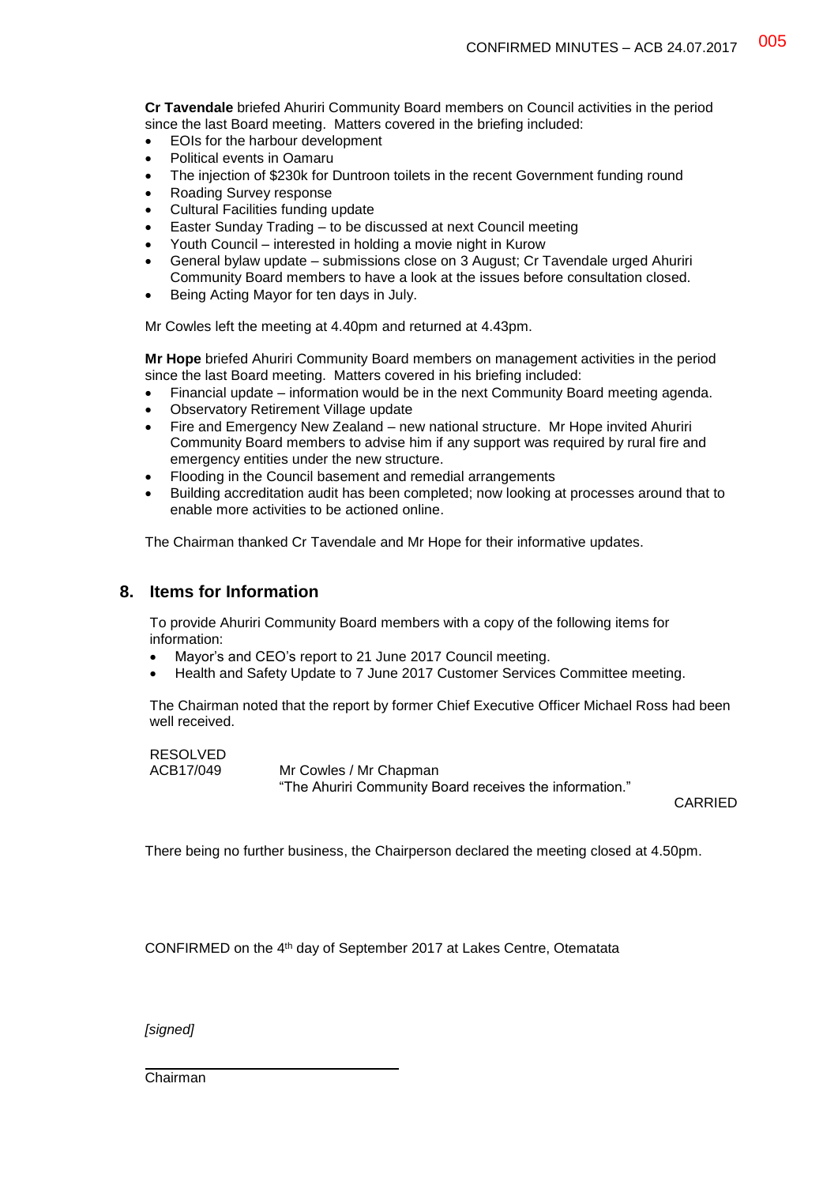**Cr Tavendale** briefed Ahuriri Community Board members on Council activities in the period since the last Board meeting. Matters covered in the briefing included:

- EOIs for the harbour development
- Political events in Oamaru
- The injection of $230k for Duntroon toilets in the recent Government funding round
- Roading Survey response
- Cultural Facilities funding update
- Easter Sunday Trading – to be discussed at next Council meeting
- Youth Council – interested in holding a movie night in Kurow
- General bylaw update – submissions close on 3 August; Cr Tavendale urged Ahuriri Community Board members to have a look at the issues before consultation closed.
- Being Acting Mayor for ten days in July.

Mr Cowles left the meeting at 4.40pm and returned at 4.43pm.

**Mr Hope** briefed Ahuriri Community Board members on management activities in the period since the last Board meeting. Matters covered in his briefing included:

- Financial update – information would be in the next Community Board meeting agenda.
- Observatory Retirement Village update
- Fire and Emergency New Zealand – new national structure. Mr Hope invited Ahuriri Community Board members to advise him if any support was required by rural fire and emergency entities under the new structure.
- Flooding in the Council basement and remedial arrangements
- Building accreditation audit has been completed; now looking at processes around that to enable more activities to be actioned online.

The Chairman thanked Cr Tavendale and Mr Hope for their informative updates.

## 8. Items for Information

To provide Ahuriri Community Board members with a copy of the following items for information:

- Mayor's and CEO's report to 21 June 2017 Council meeting.
- Health and Safety Update to 7 June 2017 Customer Services Committee meeting.

The Chairman noted that the report by former Chief Executive Officer Michael Ross had been well received.

RESOLVED
ACB17/049 Mr Cowles / Mr Chapman
"The Ahuriri Community Board receives the information."

CARRIED

There being no further business, the Chairperson declared the meeting closed at 4.50pm.

CONFIRMED on the 4th day of September 2017 at Lakes Centre, Otematata

*[signed]*

Chairman